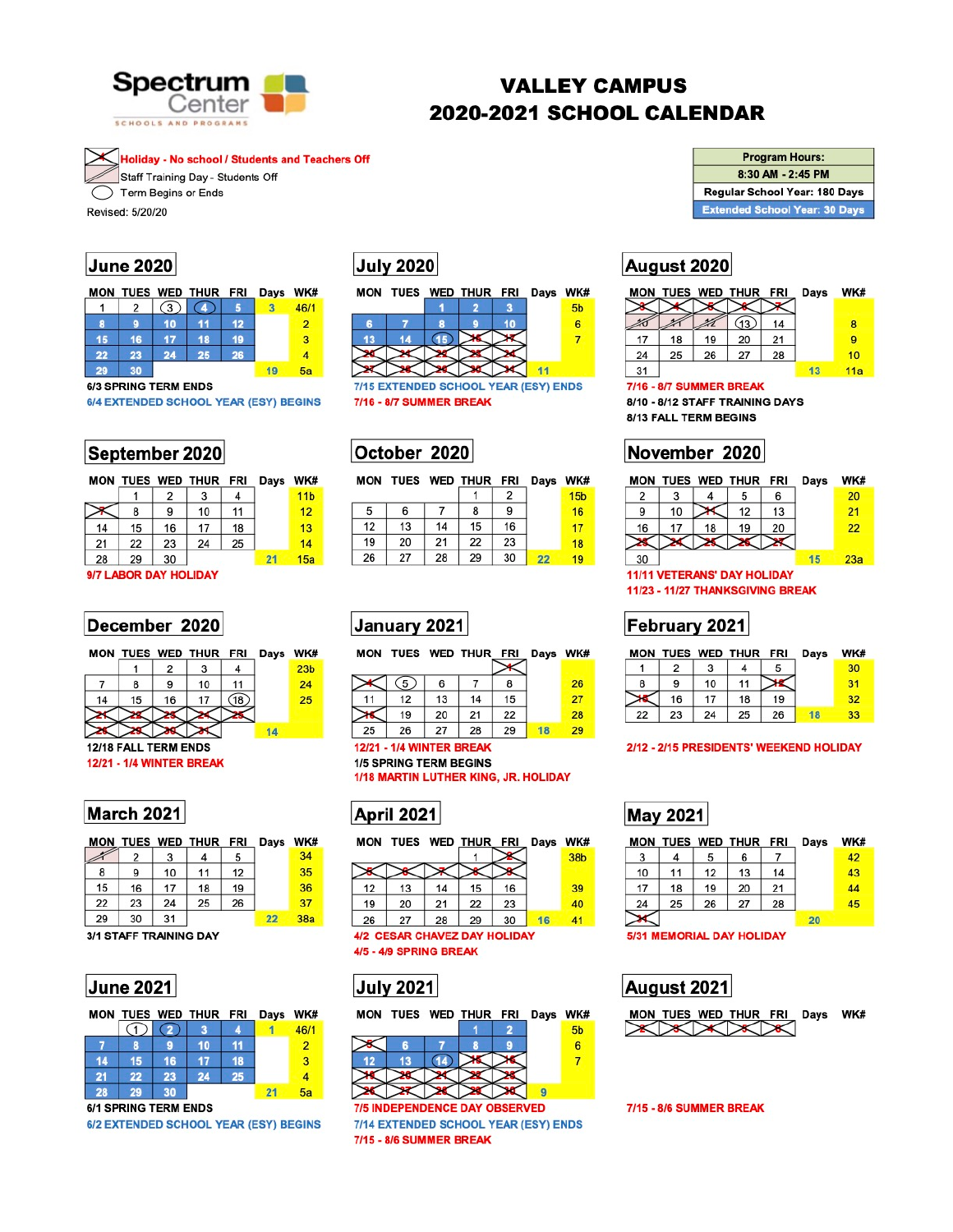Spectrum Center
SCHOOLS AND PROGRAMS

# VALLEY CAMPUS
# 2020-2021 SCHOOL CALENDAR

- Holiday - No school / Students and Teachers Off
- Staff Training Day - Students Off
- Term Begins or Ends

Revised: 5/20/20

| Program Hours: |
|---|
| 8:30 AM - 2:45 PM |
| Regular School Year: 180 Days |
| Extended School Year: 30 Days |

## June 2020

| MON | TUES | WED | THUR | FRI | Days | WK# |
|---|---|---|---|---|---|---|
| 1 | 2 | 3 | 4 | 5 | 3 | 46/1 |
| 8 | 9 | 10 | 11 | 12 | | 2 |
| 15 | 16 | 17 | 18 | 19 | | 3 |
| 22 | 23 | 24 | 25 | 26 | | 4 |
| 29 | 30 | | | | 19 | 5a |

6/3 SPRING TERM ENDS
6/4 EXTENDED SCHOOL YEAR (ESY) BEGINS

## July 2020

| MON | TUES | WED | THUR | FRI | Days | WK# |
|---|---|---|---|---|---|---|
| | | 1 | 2 | 3 | | 5b |
| 6 | 7 | 8 | 9 | 10 | | 6 |
| 13 | 14 | 15 | 16 | 17 | | 7 |
| 20 | 21 | 22 | 23 | 24 | | |
| 27 | 28 | 29 | 30 | 31 | 11 | |

7/15 EXTENDED SCHOOL YEAR (ESY) ENDS
7/16 - 8/7 SUMMER BREAK

## August 2020

| MON | TUES | WED | THUR | FRI | Days | WK# |
|---|---|---|---|---|---|---|
| 3 | 4 | 5 | 6 | 7 | | |
| 10 | 11 | 12 | 13 | 14 | | 8 |
| 17 | 18 | 19 | 20 | 21 | | 9 |
| 24 | 25 | 26 | 27 | 28 | | 10 |
| 31 | | | | | 13 | 11a |

7/16 - 8/7 SUMMER BREAK
8/10 - 8/12 STAFF TRAINING DAYS
8/13 FALL TERM BEGINS

## September 2020

| MON | TUES | WED | THUR | FRI | Days | WK# |
|---|---|---|---|---|---|---|
| | 1 | 2 | 3 | 4 | | 11b |
| 7 | 8 | 9 | 10 | 11 | | 12 |
| 14 | 15 | 16 | 17 | 18 | | 13 |
| 21 | 22 | 23 | 24 | 25 | | 14 |
| 28 | 29 | 30 | | | 21 | 15a |

9/7 LABOR DAY HOLIDAY

## October 2020

| MON | TUES | WED | THUR | FRI | Days | WK# |
|---|---|---|---|---|---|---|
| | | | 1 | 2 | | 15b |
| 5 | 6 | 7 | 8 | 9 | | 16 |
| 12 | 13 | 14 | 15 | 16 | | 17 |
| 19 | 20 | 21 | 22 | 23 | | 18 |
| 26 | 27 | 28 | 29 | 30 | 22 | 19 |

## November 2020

| MON | TUES | WED | THUR | FRI | Days | WK# |
|---|---|---|---|---|---|---|
| 2 | 3 | 4 | 5 | 6 | | 20 |
| 9 | 10 | 11 | 12 | 13 | | 21 |
| 16 | 17 | 18 | 19 | 20 | | 22 |
| 23 | 24 | 25 | 26 | 27 | | |
| 30 | | | | | 15 | 23a |

11/11 VETERANS' DAY HOLIDAY
11/23 - 11/27 THANKSGIVING BREAK

## December 2020

| MON | TUES | WED | THUR | FRI | Days | WK# |
|---|---|---|---|---|---|---|
| | 1 | 2 | 3 | 4 | | 23b |
| 7 | 8 | 9 | 10 | 11 | | 24 |
| 14 | 15 | 16 | 17 | 18 | | 25 |
| 21 | 22 | 23 | 24 | 25 | | |
| 28 | 29 | 30 | 31 | | 14 | |

12/18 FALL TERM ENDS
12/21 - 1/4 WINTER BREAK

## January 2021

| MON | TUES | WED | THUR | FRI | Days | WK# |
|---|---|---|---|---|---|---|
| | | | | 1 | | |
| 4 | 5 | 6 | 7 | 8 | | 26 |
| 11 | 12 | 13 | 14 | 15 | | 27 |
| 18 | 19 | 20 | 21 | 22 | | 28 |
| 25 | 26 | 27 | 28 | 29 | 18 | 29 |

12/21 - 1/4 WINTER BREAK
1/5 SPRING TERM BEGINS
1/18 MARTIN LUTHER KING, JR. HOLIDAY

## February 2021

| MON | TUES | WED | THUR | FRI | Days | WK# |
|---|---|---|---|---|---|---|
| 1 | 2 | 3 | 4 | 5 | | 30 |
| 8 | 9 | 10 | 11 | 12 | | 31 |
| 15 | 16 | 17 | 18 | 19 | | 32 |
| 22 | 23 | 24 | 25 | 26 | 18 | 33 |

2/12 - 2/15 PRESIDENTS' WEEKEND HOLIDAY

## March 2021

| MON | TUES | WED | THUR | FRI | Days | WK# |
|---|---|---|---|---|---|---|
| 1 | 2 | 3 | 4 | 5 | | 34 |
| 8 | 9 | 10 | 11 | 12 | | 35 |
| 15 | 16 | 17 | 18 | 19 | | 36 |
| 22 | 23 | 24 | 25 | 26 | | 37 |
| 29 | 30 | 31 | | | 22 | 38a |

3/1 STAFF TRAINING DAY

## April 2021

| MON | TUES | WED | THUR | FRI | Days | WK# |
|---|---|---|---|---|---|---|
| | | | 1 | 2 | | 38b |
| 5 | 6 | 7 | 8 | 9 | | |
| 12 | 13 | 14 | 15 | 16 | | 39 |
| 19 | 20 | 21 | 22 | 23 | | 40 |
| 26 | 27 | 28 | 29 | 30 | 16 | 41 |

4/2 CESAR CHAVEZ DAY HOLIDAY
4/5 - 4/9 SPRING BREAK

## May 2021

| MON | TUES | WED | THUR | FRI | Days | WK# |
|---|---|---|---|---|---|---|
| 3 | 4 | 5 | 6 | 7 | | 42 |
| 10 | 11 | 12 | 13 | 14 | | 43 |
| 17 | 18 | 19 | 20 | 21 | | 44 |
| 24 | 25 | 26 | 27 | 28 | | 45 |
| 31 | | | | | 20 | |

5/31 MEMORIAL DAY HOLIDAY

## June 2021

| MON | TUES | WED | THUR | FRI | Days | WK# |
|---|---|---|---|---|---|---|
| | 1 | 2 | 3 | 4 | 1 | 46/1 |
| 7 | 8 | 9 | 10 | 11 | | 2 |
| 14 | 15 | 16 | 17 | 18 | | 3 |
| 21 | 22 | 23 | 24 | 25 | | 4 |
| 28 | 29 | 30 | | | 21 | 5a |

6/1 SPRING TERM ENDS
6/2 EXTENDED SCHOOL YEAR (ESY) BEGINS

## July 2021

| MON | TUES | WED | THUR | FRI | Days | WK# |
|---|---|---|---|---|---|---|
| | | | 1 | 2 | | 5b |
| 5 | 6 | 7 | 8 | 9 | | 6 |
| 12 | 13 | 14 | 15 | 16 | | 7 |
| 19 | 20 | 21 | 22 | 23 | | |
| 26 | 27 | 28 | 29 | 30 | 9 | |

7/5 INDEPENDENCE DAY OBSERVED
7/14 EXTENDED SCHOOL YEAR (ESY) ENDS
7/15 - 8/6 SUMMER BREAK

## August 2021

| MON | TUES | WED | THUR | FRI | Days | WK# |
|---|---|---|---|---|---|---|
| 2 | 3 | 4 | 5 | 6 | | |

7/15 - 8/6 SUMMER BREAK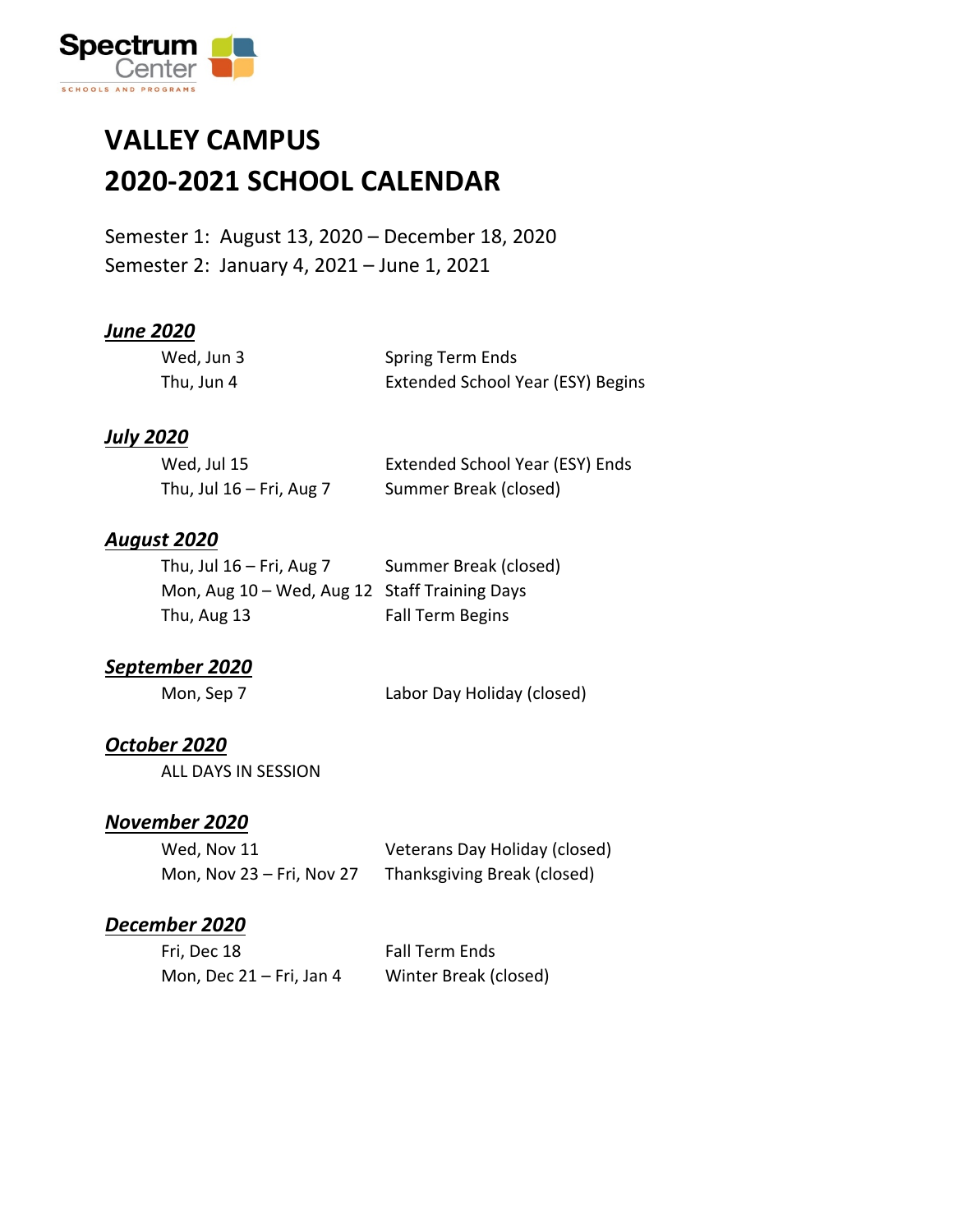Spectrum Center
SCHOOLS AND PROGRAMS

# VALLEY CAMPUS
# 2020-2021 SCHOOL CALENDAR

Semester 1: August 13, 2020 – December 18, 2020
Semester 2: January 4, 2021 – June 1, 2021

### ***June 2020***

| | |
|---|---|
| Wed, Jun 3 | Spring Term Ends |
| Thu, Jun 4 | Extended School Year (ESY) Begins |

### ***July 2020***

| | |
|---|---|
| Wed, Jul 15 | Extended School Year (ESY) Ends |
| Thu, Jul 16 – Fri, Aug 7 | Summer Break (closed) |

### ***August 2020***

| | |
|---|---|
| Thu, Jul 16 – Fri, Aug 7 | Summer Break (closed) |
| Mon, Aug 10 – Wed, Aug 12 | Staff Training Days |
| Thu, Aug 13 | Fall Term Begins |

### ***September 2020***

| | |
|---|---|
| Mon, Sep 7 | Labor Day Holiday (closed) |

### ***October 2020***

ALL DAYS IN SESSION

### ***November 2020***

| | |
|---|---|
| Wed, Nov 11 | Veterans Day Holiday (closed) |
| Mon, Nov 23 – Fri, Nov 27 | Thanksgiving Break (closed) |

### ***December 2020***

| | |
|---|---|
| Fri, Dec 18 | Fall Term Ends |
| Mon, Dec 21 – Fri, Jan 4 | Winter Break (closed) |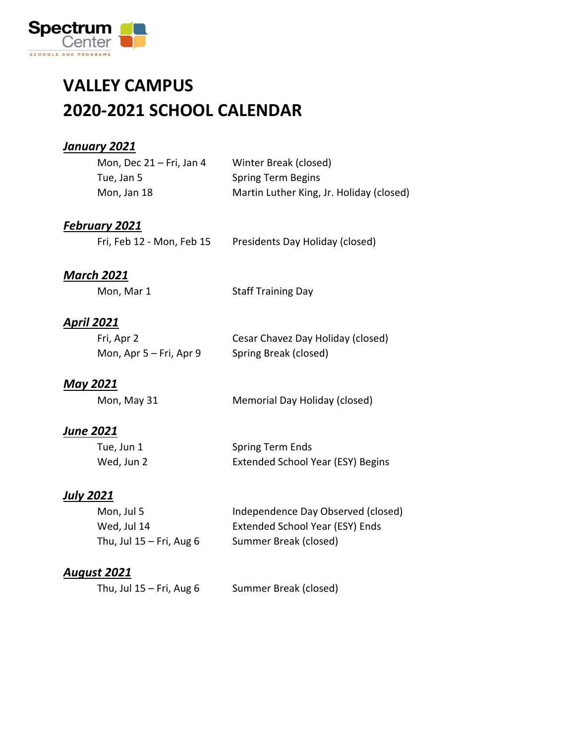Spectrum Center

SCHOOLS AND PROGRAMS

# VALLEY CAMPUS
# 2020-2021 SCHOOL CALENDAR

## ***January 2021***

| | |
|---|---|
| Mon, Dec 21 – Fri, Jan 4 | Winter Break (closed) |
| Tue, Jan 5 | Spring Term Begins |
| Mon, Jan 18 | Martin Luther King, Jr. Holiday (closed) |

## ***February 2021***

| | |
|---|---|
| Fri, Feb 12 - Mon, Feb 15 | Presidents Day Holiday (closed) |

## ***March 2021***

| | |
|---|---|
| Mon, Mar 1 | Staff Training Day |

## ***April 2021***

| | |
|---|---|
| Fri, Apr 2 | Cesar Chavez Day Holiday (closed) |
| Mon, Apr 5 – Fri, Apr 9 | Spring Break (closed) |

## ***May 2021***

| | |
|---|---|
| Mon, May 31 | Memorial Day Holiday (closed) |

## ***June 2021***

| | |
|---|---|
| Tue, Jun 1 | Spring Term Ends |
| Wed, Jun 2 | Extended School Year (ESY) Begins |

## ***July 2021***

| | |
|---|---|
| Mon, Jul 5 | Independence Day Observed (closed) |
| Wed, Jul 14 | Extended School Year (ESY) Ends |
| Thu, Jul 15 – Fri, Aug 6 | Summer Break (closed) |

## ***August 2021***

| | |
|---|---|
| Thu, Jul 15 – Fri, Aug 6 | Summer Break (closed) |